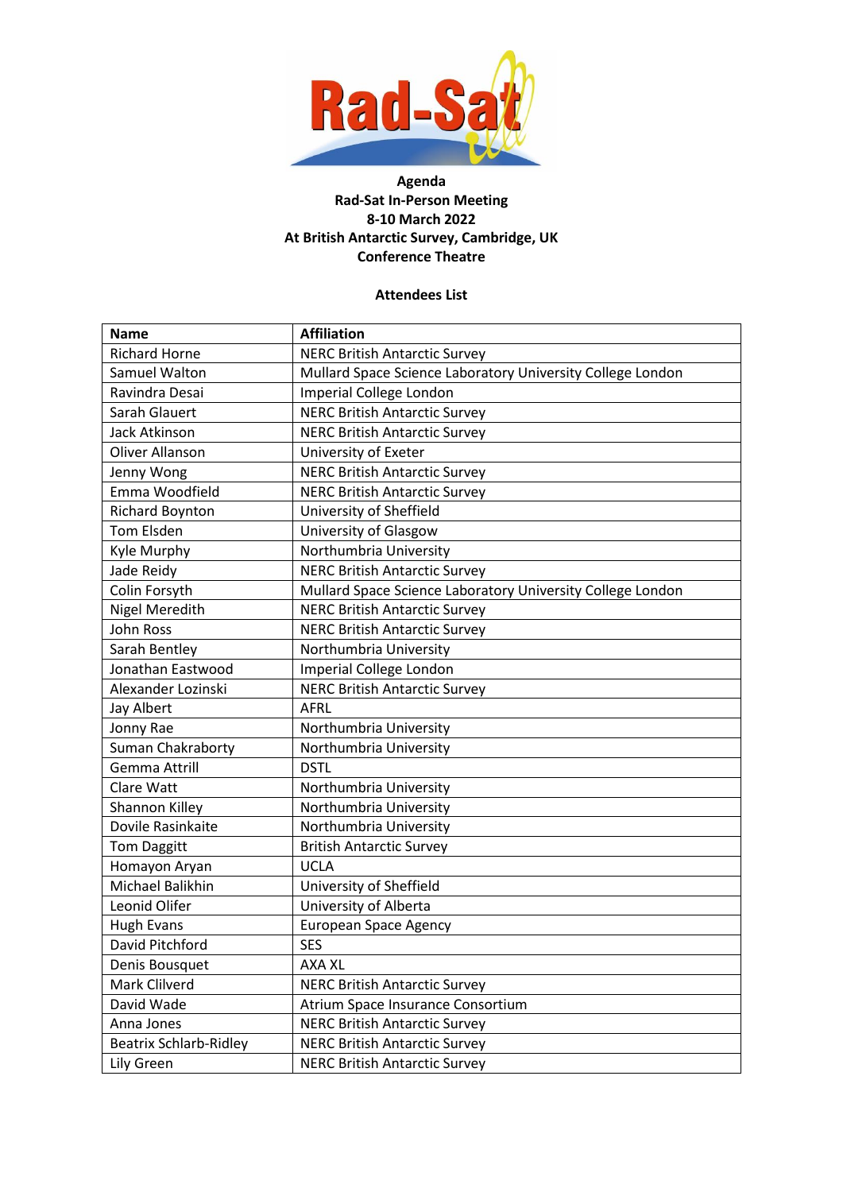**Agenda**
**Rad-Sat In-Person Meeting**
**8-10 March 2022**
**At British Antarctic Survey, Cambridge, UK**
**Conference Theatre**

**Attendees List**

| Name | Affiliation |
| --- | --- |
| Richard Horne | NERC British Antarctic Survey |
| Samuel Walton | Mullard Space Science Laboratory University College London |
| Ravindra Desai | Imperial College London |
| Sarah Glauert | NERC British Antarctic Survey |
| Jack Atkinson | NERC British Antarctic Survey |
| Oliver Allanson | University of Exeter |
| Jenny Wong | NERC British Antarctic Survey |
| Emma Woodfield | NERC British Antarctic Survey |
| Richard Boynton | University of Sheffield |
| Tom Elsden | University of Glasgow |
| Kyle Murphy | Northumbria University |
| Jade Reidy | NERC British Antarctic Survey |
| Colin Forsyth | Mullard Space Science Laboratory University College London |
| Nigel Meredith | NERC British Antarctic Survey |
| John Ross | NERC British Antarctic Survey |
| Sarah Bentley | Northumbria University |
| Jonathan Eastwood | Imperial College London |
| Alexander Lozinski | NERC British Antarctic Survey |
| Jay Albert | AFRL |
| Jonny Rae | Northumbria University |
| Suman Chakraborty | Northumbria University |
| Gemma Attrill | DSTL |
| Clare Watt | Northumbria University |
| Shannon Killey | Northumbria University |
| Dovile Rasinkaite | Northumbria University |
| Tom Daggitt | British Antarctic Survey |
| Homayon Aryan | UCLA |
| Michael Balikhin | University of Sheffield |
| Leonid Olifer | University of Alberta |
| Hugh Evans | European Space Agency |
| David Pitchford | SES |
| Denis Bousquet | AXA XL |
| Mark Clilverd | NERC British Antarctic Survey |
| David Wade | Atrium Space Insurance Consortium |
| Anna Jones | NERC British Antarctic Survey |
| Beatrix Schlarb-Ridley | NERC British Antarctic Survey |
| Lily Green | NERC British Antarctic Survey |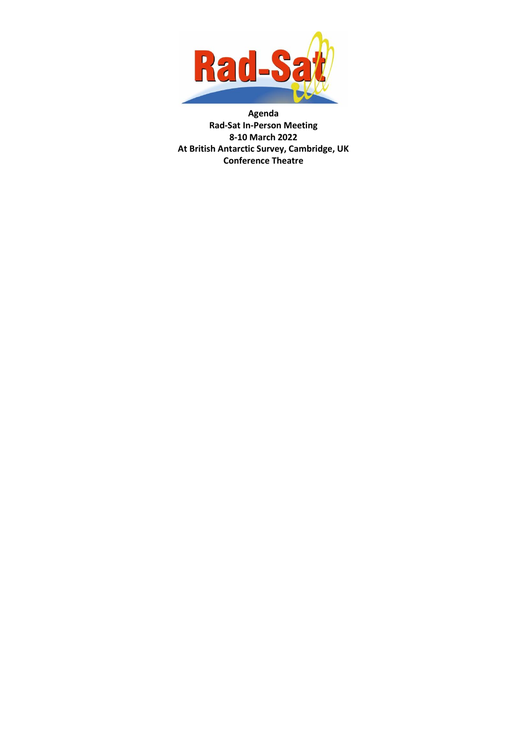**Agenda**
**Rad-Sat In-Person Meeting**
**8-10 March 2022**
**At British Antarctic Survey, Cambridge, UK**
**Conference Theatre**